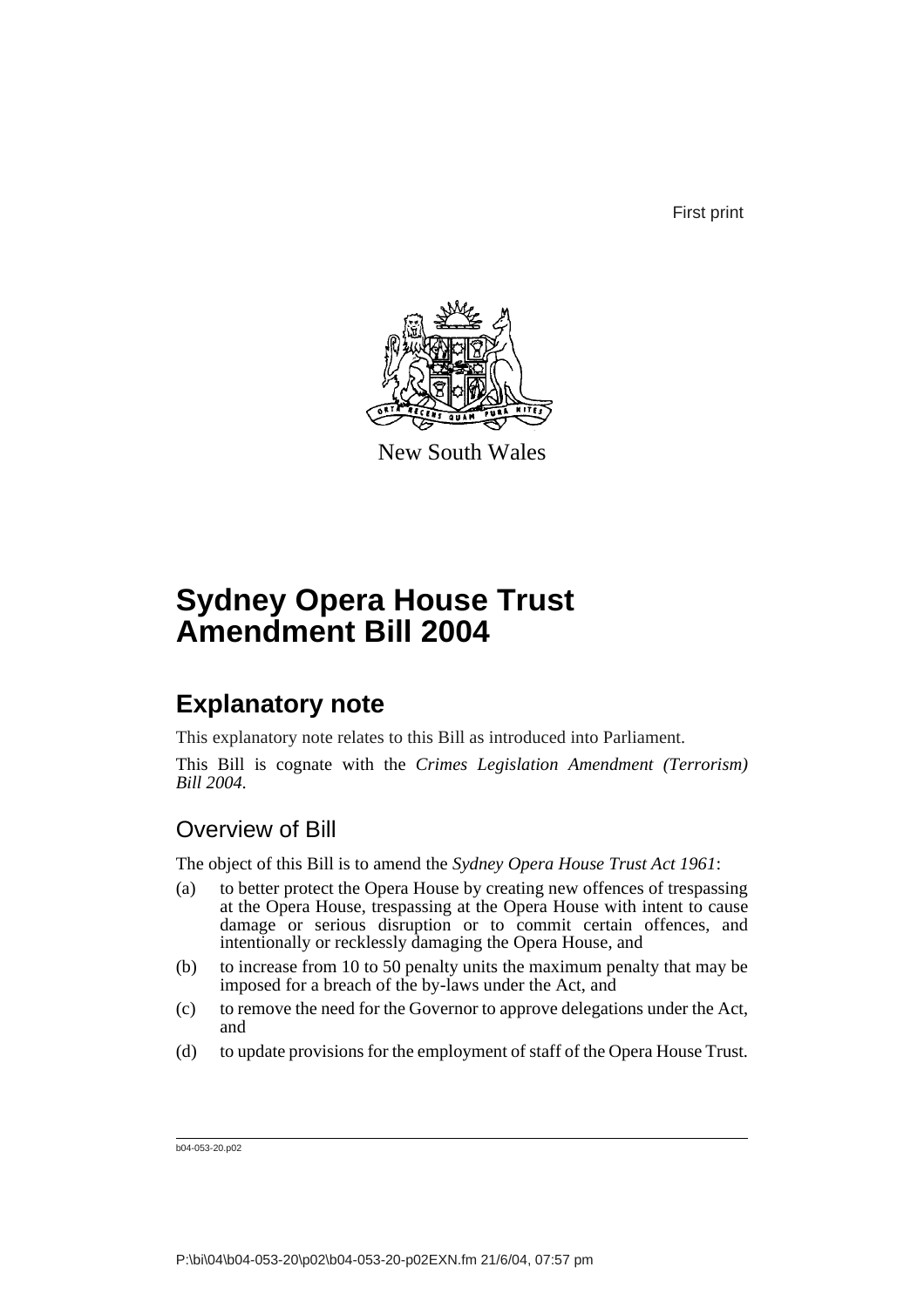First print

New South Wales

# Sydney Opera House Trust Amendment Bill 2004

## Explanatory note

This explanatory note relates to this Bill as introduced into Parliament.

This Bill is cognate with the *Crimes Legislation Amendment (Terrorism) Bill 2004*.

### Overview of Bill

The object of this Bill is to amend the *Sydney Opera House Trust Act 1961*:

(a) to better protect the Opera House by creating new offences of trespassing at the Opera House, trespassing at the Opera House with intent to cause damage or serious disruption or to commit certain offences, and intentionally or recklessly damaging the Opera House, and

(b) to increase from 10 to 50 penalty units the maximum penalty that may be imposed for a breach of the by-laws under the Act, and

(c) to remove the need for the Governor to approve delegations under the Act, and

(d) to update provisions for the employment of staff of the Opera House Trust.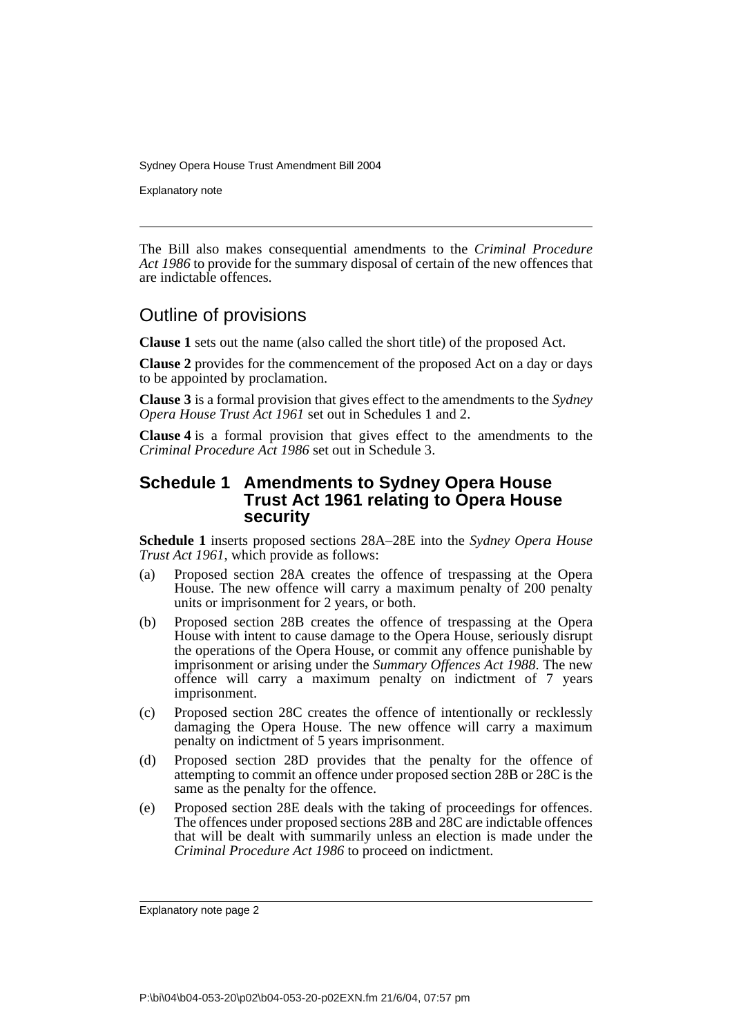The Bill also makes consequential amendments to the *Criminal Procedure Act 1986* to provide for the summary disposal of certain of the new offences that are indictable offences.

## Outline of provisions

**Clause 1** sets out the name (also called the short title) of the proposed Act.

**Clause 2** provides for the commencement of the proposed Act on a day or days to be appointed by proclamation.

**Clause 3** is a formal provision that gives effect to the amendments to the *Sydney Opera House Trust Act 1961* set out in Schedules 1 and 2.

**Clause 4** is a formal provision that gives effect to the amendments to the *Criminal Procedure Act 1986* set out in Schedule 3.

### Schedule 1 Amendments to Sydney Opera House Trust Act 1961 relating to Opera House security

**Schedule 1** inserts proposed sections 28A–28E into the *Sydney Opera House Trust Act 1961*, which provide as follows:

(a) Proposed section 28A creates the offence of trespassing at the Opera House. The new offence will carry a maximum penalty of 200 penalty units or imprisonment for 2 years, or both.

(b) Proposed section 28B creates the offence of trespassing at the Opera House with intent to cause damage to the Opera House, seriously disrupt the operations of the Opera House, or commit any offence punishable by imprisonment or arising under the *Summary Offences Act 1988*. The new offence will carry a maximum penalty on indictment of 7 years imprisonment.

(c) Proposed section 28C creates the offence of intentionally or recklessly damaging the Opera House. The new offence will carry a maximum penalty on indictment of 5 years imprisonment.

(d) Proposed section 28D provides that the penalty for the offence of attempting to commit an offence under proposed section 28B or 28C is the same as the penalty for the offence.

(e) Proposed section 28E deals with the taking of proceedings for offences. The offences under proposed sections 28B and 28C are indictable offences that will be dealt with summarily unless an election is made under the *Criminal Procedure Act 1986* to proceed on indictment.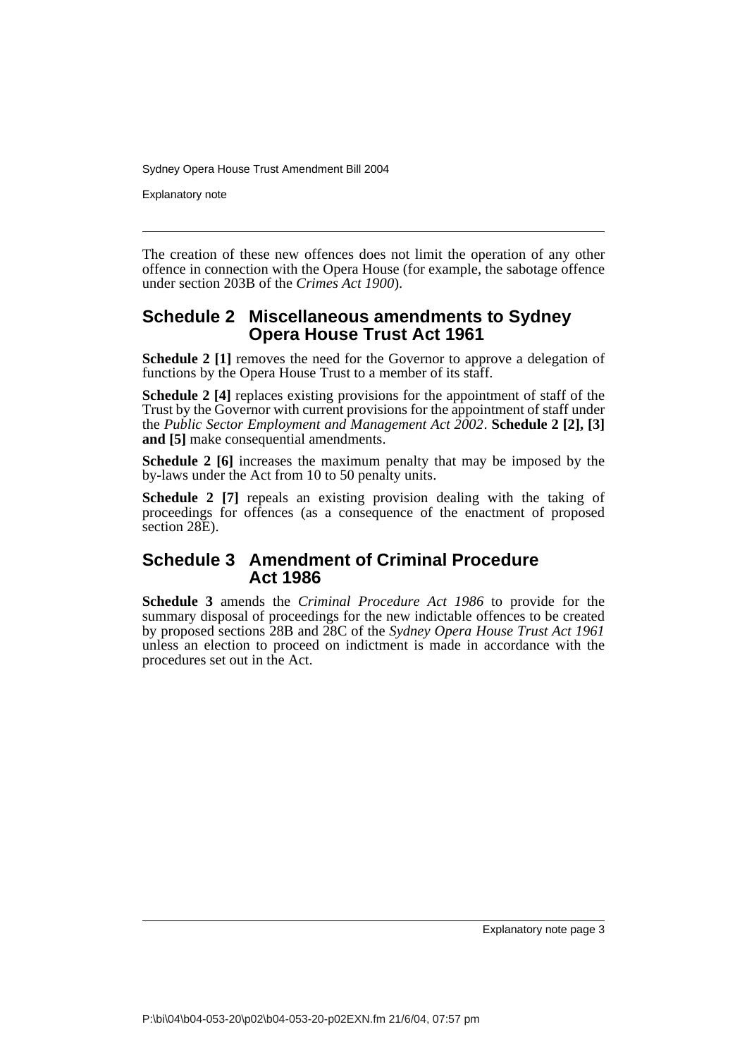The creation of these new offences does not limit the operation of any other offence in connection with the Opera House (for example, the sabotage offence under section 203B of the *Crimes Act 1900*).

## Schedule 2 Miscellaneous amendments to Sydney Opera House Trust Act 1961

**Schedule 2 [1]** removes the need for the Governor to approve a delegation of functions by the Opera House Trust to a member of its staff.

**Schedule 2 [4]** replaces existing provisions for the appointment of staff of the Trust by the Governor with current provisions for the appointment of staff under the *Public Sector Employment and Management Act 2002*. **Schedule 2 [2], [3] and [5]** make consequential amendments.

**Schedule 2 [6]** increases the maximum penalty that may be imposed by the by-laws under the Act from 10 to 50 penalty units.

**Schedule 2 [7]** repeals an existing provision dealing with the taking of proceedings for offences (as a consequence of the enactment of proposed section 28E).

## Schedule 3 Amendment of Criminal Procedure Act 1986

**Schedule 3** amends the *Criminal Procedure Act 1986* to provide for the summary disposal of proceedings for the new indictable offences to be created by proposed sections 28B and 28C of the *Sydney Opera House Trust Act 1961* unless an election to proceed on indictment is made in accordance with the procedures set out in the Act.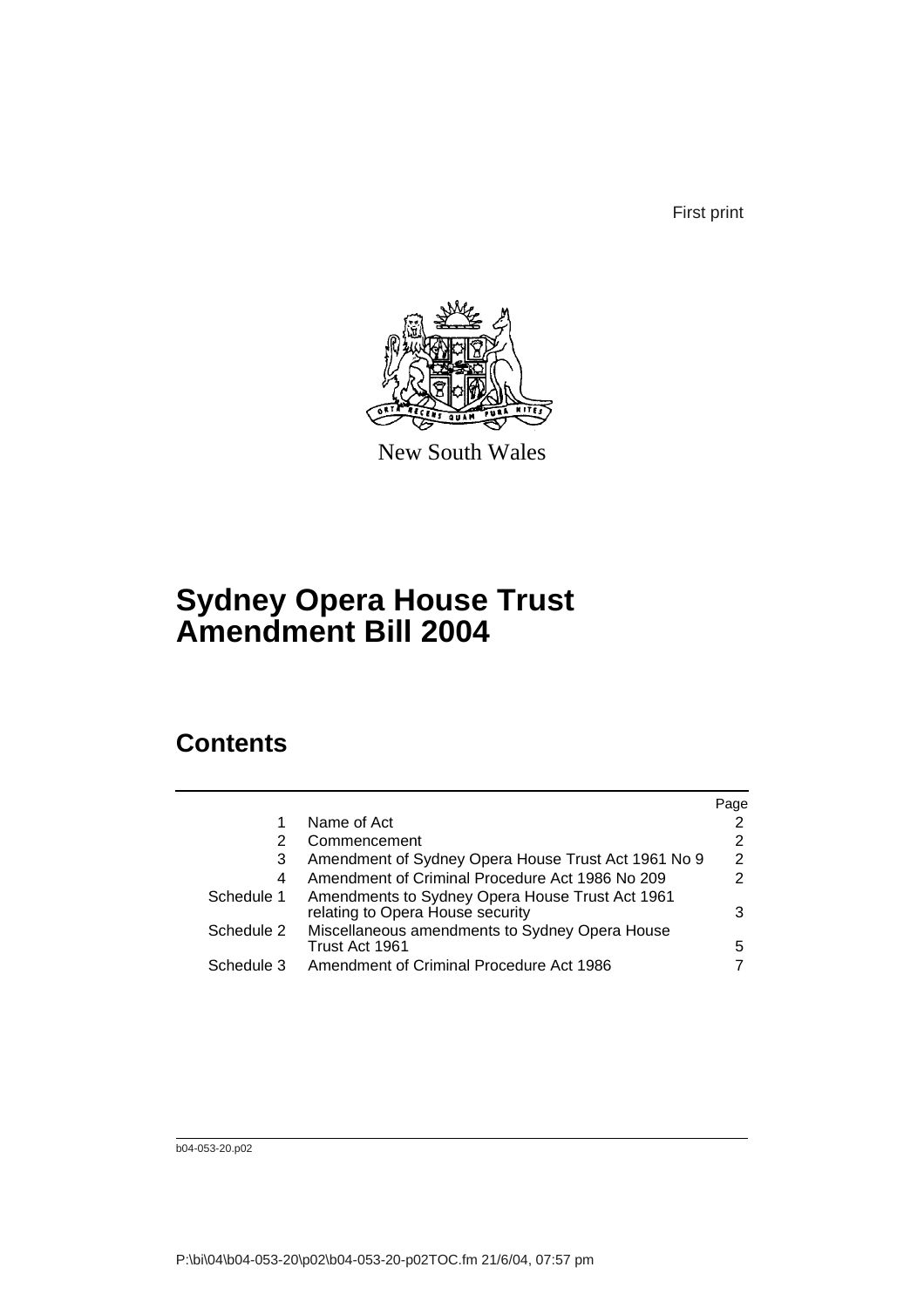First print

New South Wales

# Sydney Opera House Trust Amendment Bill 2004

## Contents

| | | Page |
|---|---|---|
| 1 | Name of Act | 2 |
| 2 | Commencement | 2 |
| 3 | Amendment of Sydney Opera House Trust Act 1961 No 9 | 2 |
| 4 | Amendment of Criminal Procedure Act 1986 No 209 | 2 |
| Schedule 1 | Amendments to Sydney Opera House Trust Act 1961 relating to Opera House security | 3 |
| Schedule 2 | Miscellaneous amendments to Sydney Opera House Trust Act 1961 | 5 |
| Schedule 3 | Amendment of Criminal Procedure Act 1986 | 7 |

b04-053-20.p02

P:\bi\04\b04-053-20\p02\b04-053-20-p02TOC.fm 21/6/04, 07:57 pm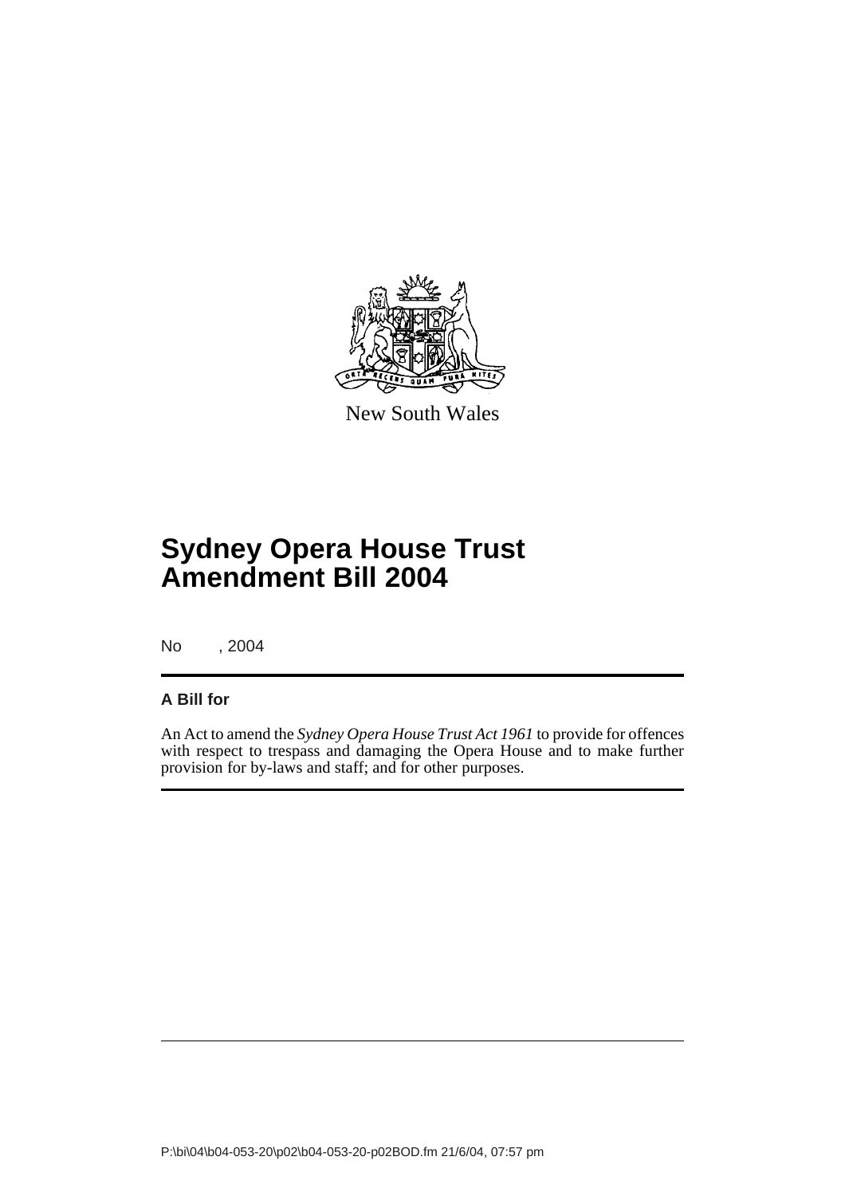New South Wales

# Sydney Opera House Trust Amendment Bill 2004

No , 2004

**A Bill for**

An Act to amend the *Sydney Opera House Trust Act 1961* to provide for offences with respect to trespass and damaging the Opera House and to make further provision for by-laws and staff; and for other purposes.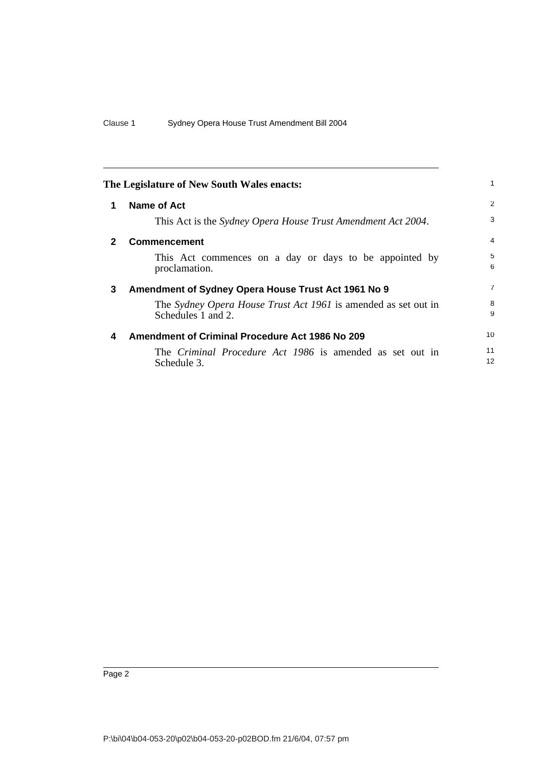The Legislature of New South Wales enacts:

## 1 Name of Act

This Act is the *Sydney Opera House Trust Amendment Act 2004*.

## 2 Commencement

This Act commences on a day or days to be appointed by proclamation.

## 3 Amendment of Sydney Opera House Trust Act 1961 No 9

The *Sydney Opera House Trust Act 1961* is amended as set out in Schedules 1 and 2.

## 4 Amendment of Criminal Procedure Act 1986 No 209

The *Criminal Procedure Act 1986* is amended as set out in Schedule 3.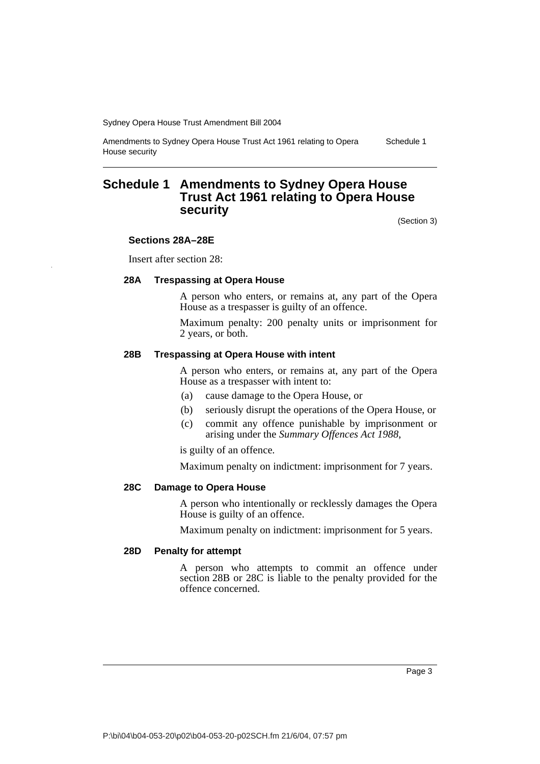# Schedule 1 Amendments to Sydney Opera House Trust Act 1961 relating to Opera House security

(Section 3)

### Sections 28A–28E

Insert after section 28:

#### 28A Trespassing at Opera House

A person who enters, or remains at, any part of the Opera House as a trespasser is guilty of an offence.

Maximum penalty: 200 penalty units or imprisonment for 2 years, or both.

#### 28B Trespassing at Opera House with intent

A person who enters, or remains at, any part of the Opera House as a trespasser with intent to:

(a) cause damage to the Opera House, or

(b) seriously disrupt the operations of the Opera House, or

(c) commit any offence punishable by imprisonment or arising under the *Summary Offences Act 1988*,

is guilty of an offence.

Maximum penalty on indictment: imprisonment for 7 years.

#### 28C Damage to Opera House

A person who intentionally or recklessly damages the Opera House is guilty of an offence.

Maximum penalty on indictment: imprisonment for 5 years.

#### 28D Penalty for attempt

A person who attempts to commit an offence under section 28B or 28C is liable to the penalty provided for the offence concerned.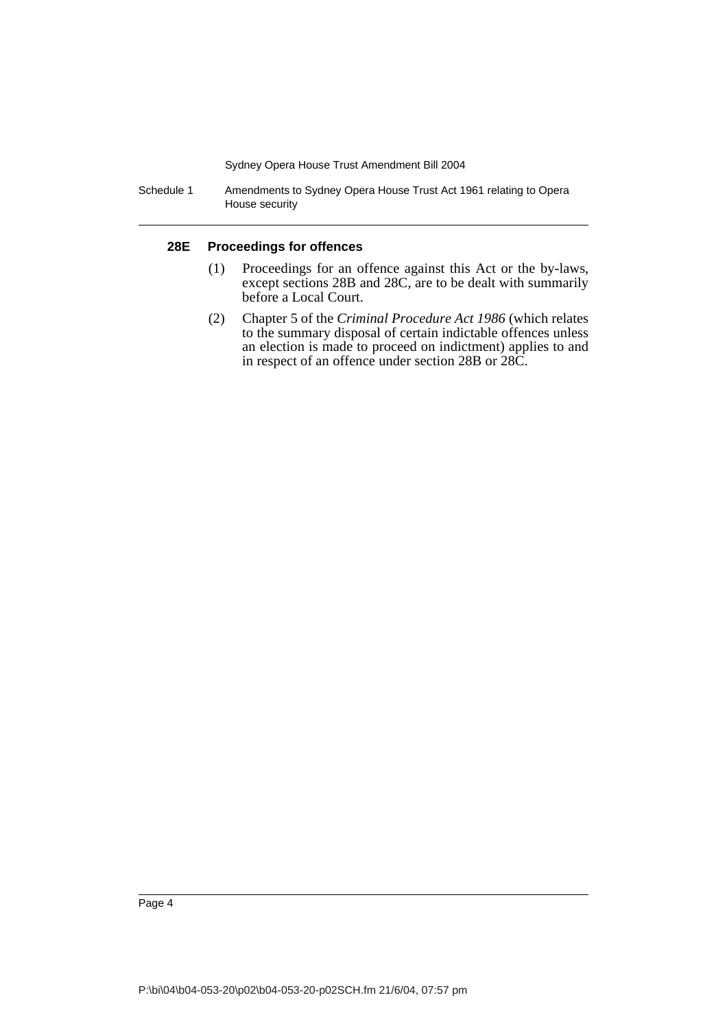#### 28E Proceedings for offences

(1) Proceedings for an offence against this Act or the by-laws, except sections 28B and 28C, are to be dealt with summarily before a Local Court.

(2) Chapter 5 of the *Criminal Procedure Act 1986* (which relates to the summary disposal of certain indictable offences unless an election is made to proceed on indictment) applies to and in respect of an offence under section 28B or 28C.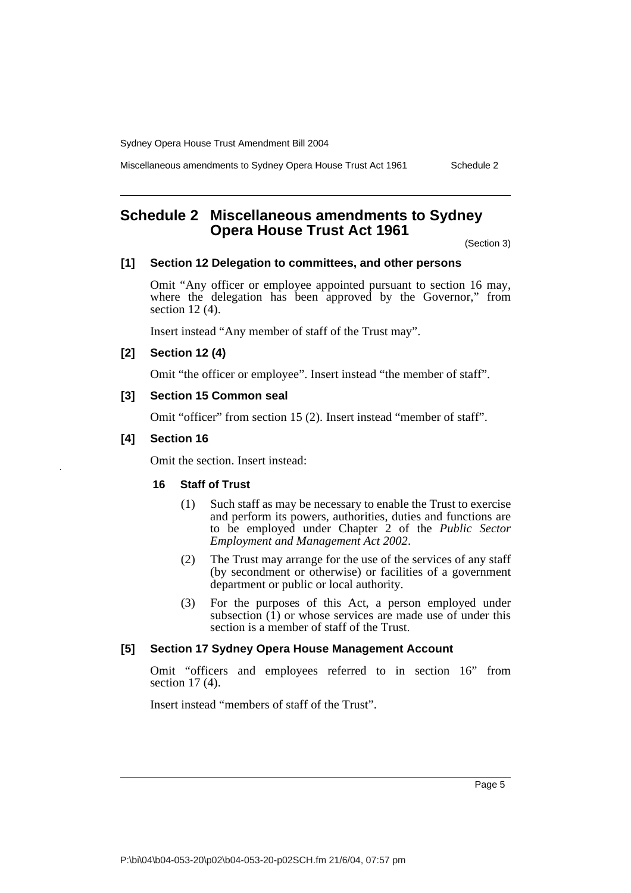# Schedule 2 Miscellaneous amendments to Sydney Opera House Trust Act 1961

(Section 3)

### [1] Section 12 Delegation to committees, and other persons

Omit "Any officer or employee appointed pursuant to section 16 may, where the delegation has been approved by the Governor," from section 12 (4).

Insert instead "Any member of staff of the Trust may".

### [2] Section 12 (4)

Omit "the officer or employee". Insert instead "the member of staff".

### [3] Section 15 Common seal

Omit "officer" from section 15 (2). Insert instead "member of staff".

### [4] Section 16

Omit the section. Insert instead:

#### 16 Staff of Trust

(1) Such staff as may be necessary to enable the Trust to exercise and perform its powers, authorities, duties and functions are to be employed under Chapter 2 of the *Public Sector Employment and Management Act 2002*.

(2) The Trust may arrange for the use of the services of any staff (by secondment or otherwise) or facilities of a government department or public or local authority.

(3) For the purposes of this Act, a person employed under subsection (1) or whose services are made use of under this section is a member of staff of the Trust.

### [5] Section 17 Sydney Opera House Management Account

Omit "officers and employees referred to in section 16" from section 17 (4).

Insert instead "members of staff of the Trust".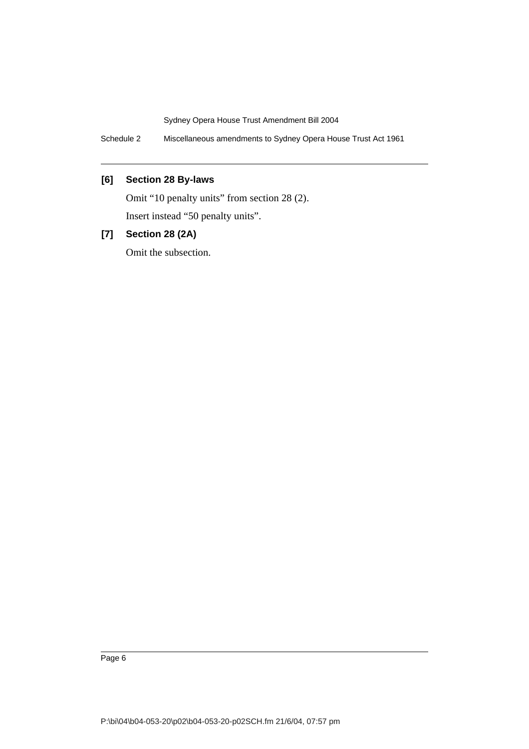### [6] Section 28 By-laws

Omit "10 penalty units" from section 28 (2).

Insert instead "50 penalty units".

### [7] Section 28 (2A)

Omit the subsection.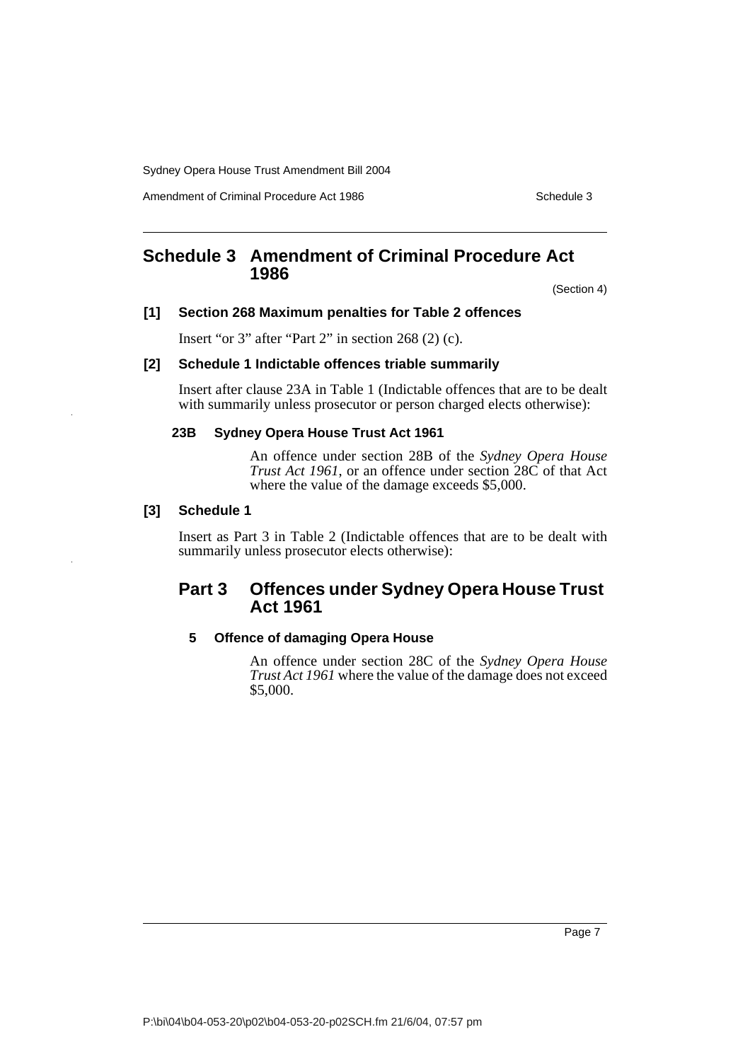## Schedule 3 Amendment of Criminal Procedure Act 1986

(Section 4)

### [1] Section 268 Maximum penalties for Table 2 offences

Insert "or 3" after "Part 2" in section 268 (2) (c).

### [2] Schedule 1 Indictable offences triable summarily

Insert after clause 23A in Table 1 (Indictable offences that are to be dealt with summarily unless prosecutor or person charged elects otherwise):

#### 23B Sydney Opera House Trust Act 1961

An offence under section 28B of the *Sydney Opera House Trust Act 1961*, or an offence under section 28C of that Act where the value of the damage exceeds $5,000.

### [3] Schedule 1

Insert as Part 3 in Table 2 (Indictable offences that are to be dealt with summarily unless prosecutor elects otherwise):

## Part 3 Offences under Sydney Opera House Trust Act 1961

#### 5 Offence of damaging Opera House

An offence under section 28C of the *Sydney Opera House Trust Act 1961* where the value of the damage does not exceed $5,000.